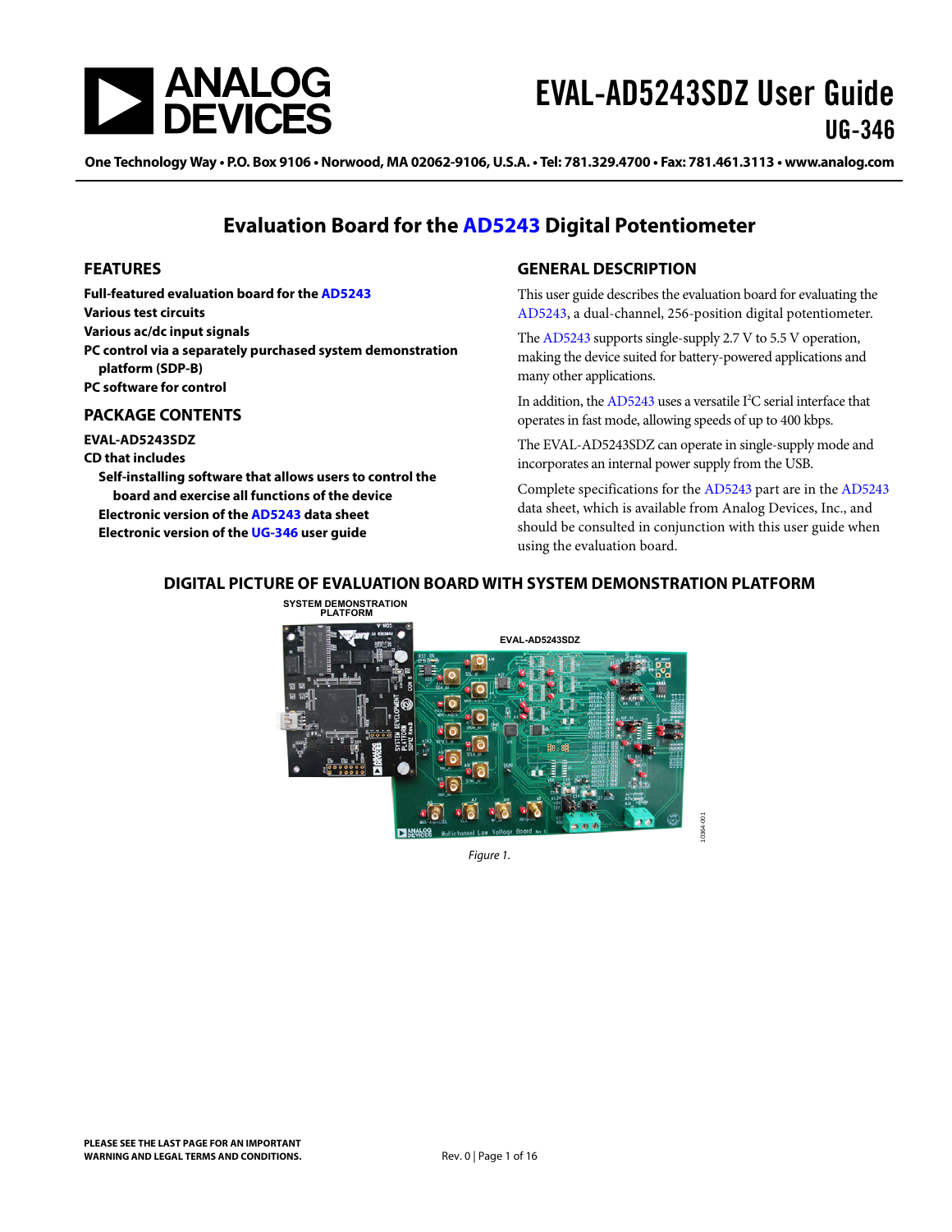# EVAL-AD5243SDZ User Guide

## UG-346

One Technology Way • P.O. Box 9106 • Norwood, MA 02062-9106, U.S.A. • Tel: 781.329.4700 • Fax: 781.461.3113 • www.analog.com

## Evaluation Board for the AD5243 Digital Potentiometer

### FEATURES

**Full-featured evaluation board for the AD5243**
**Various test circuits**
**Various ac/dc input signals**
**PC control via a separately purchased system demonstration platform (SDP-B)**
**PC software for control**

### PACKAGE CONTENTS

**EVAL-AD5243SDZ**
**CD that includes**
- **Self-installing software that allows users to control the board and exercise all functions of the device**
- **Electronic version of the AD5243 data sheet**
- **Electronic version of the UG-346 user guide**

### GENERAL DESCRIPTION

This user guide describes the evaluation board for evaluating the AD5243, a dual-channel, 256-position digital potentiometer.

The AD5243 supports single-supply 2.7 V to 5.5 V operation, making the device suited for battery-powered applications and many other applications.

In addition, the AD5243 uses a versatile $I^2C$ serial interface that operates in fast mode, allowing speeds of up to 400 kbps.

The EVAL-AD5243SDZ can operate in single-supply mode and incorporates an internal power supply from the USB.

Complete specifications for the AD5243 part are in the AD5243 data sheet, which is available from Analog Devices, Inc., and should be consulted in conjunction with this user guide when using the evaluation board.

### DIGITAL PICTURE OF EVALUATION BOARD WITH SYSTEM DEMONSTRATION PLATFORM

*Figure 1.*

PLEASE SEE THE LAST PAGE FOR AN IMPORTANT WARNING AND LEGAL TERMS AND CONDITIONS.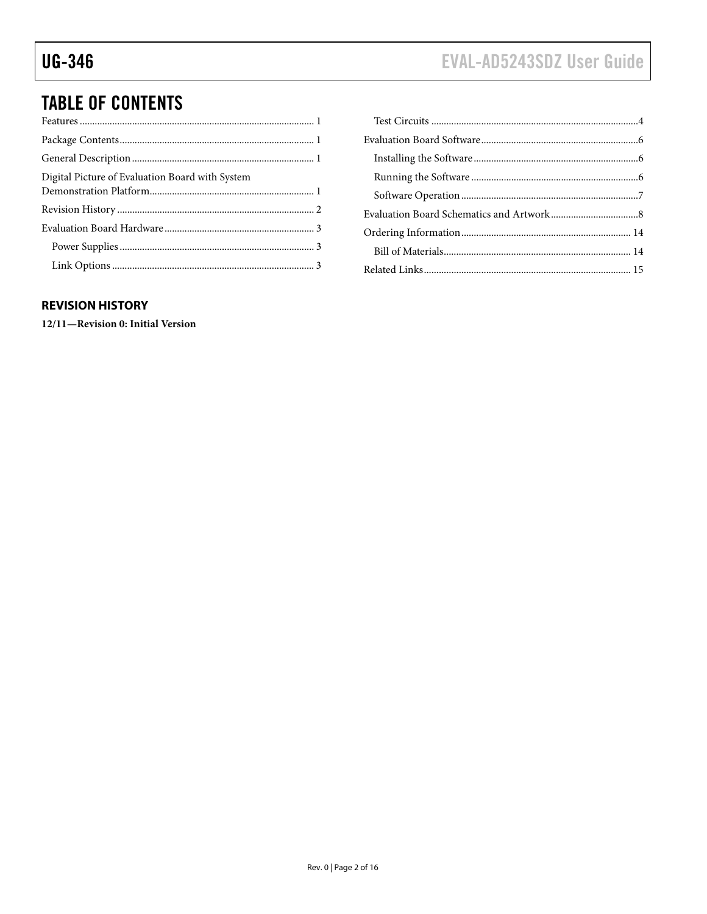## TABLE OF CONTENTS

Features ........................................................................................ 1
Package Contents ........................................................................ 1
General Description .................................................................... 1
Digital Picture of Evaluation Board with System Demonstration Platform .................................................................. 1
Revision History .......................................................................... 2
Evaluation Board Hardware ........................................................ 3
  Power Supplies ........................................................................ 3
  Link Options ........................................................................... 3
  Test Circuits ............................................................................ 4
Evaluation Board Software .......................................................... 6
  Installing the Software ............................................................ 6
  Running the Software .............................................................. 6
  Software Operation ................................................................. 7
Evaluation Board Schematics and Artwork .................................. 8
Ordering Information ................................................................. 14
  Bill of Materials ...................................................................... 14
Related Links .............................................................................. 15

### REVISION HISTORY

**12/11—Revision 0: Initial Version**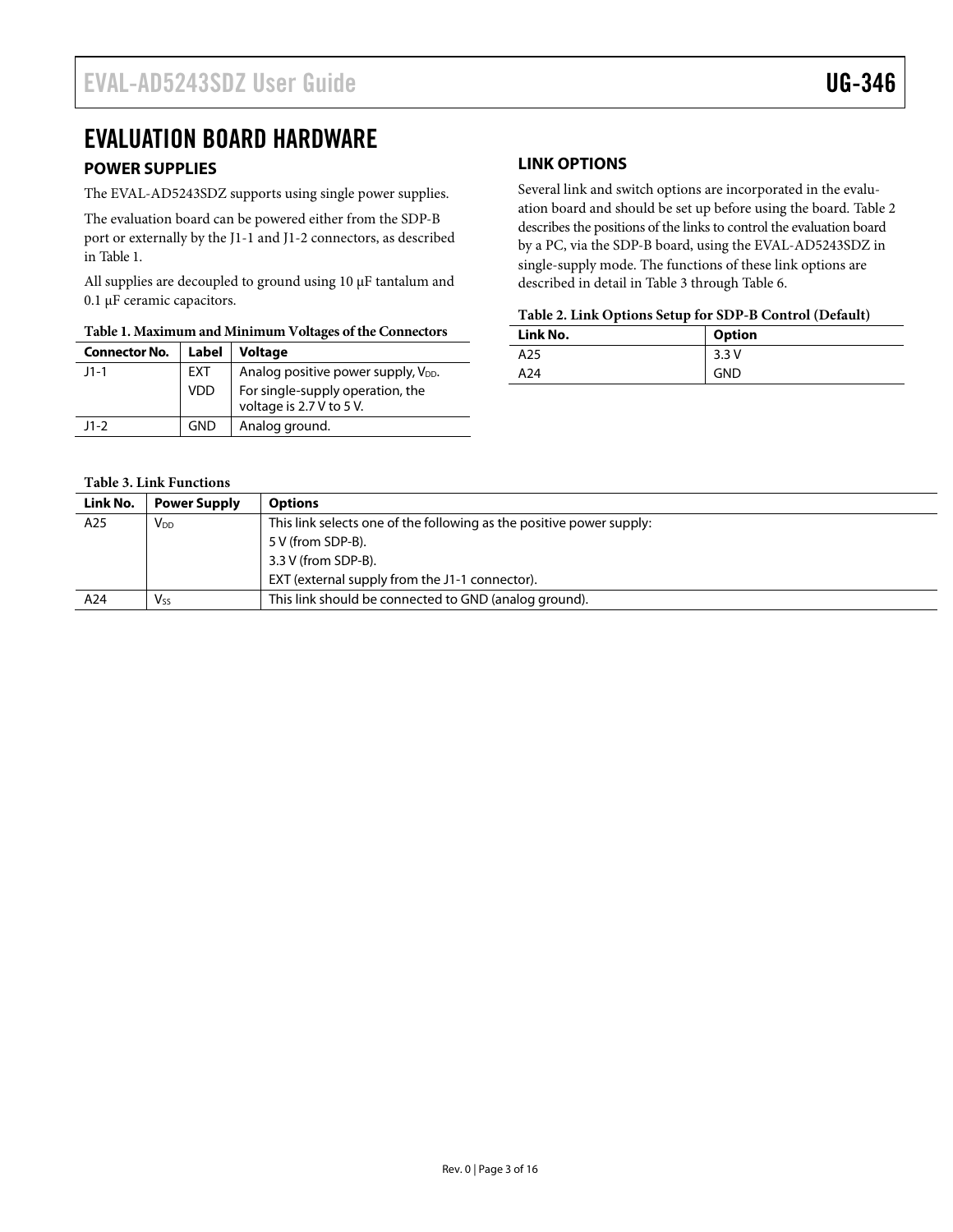# EVALUATION BOARD HARDWARE

## POWER SUPPLIES

The EVAL-AD5243SDZ supports using single power supplies.

The evaluation board can be powered either from the SDP-B port or externally by the J1-1 and J1-2 connectors, as described in Table 1.

All supplies are decoupled to ground using 10 µF tantalum and 0.1 µF ceramic capacitors.

**Table 1. Maximum and Minimum Voltages of the Connectors**

| Connector No. | Label | Voltage |
| --- | --- | --- |
| J1-1 | EXT VDD | Analog positive power supply, $V_{DD}$. For single-supply operation, the voltage is 2.7 V to 5 V. |
| J1-2 | GND | Analog ground. |

## LINK OPTIONS

Several link and switch options are incorporated in the evaluation board and should be set up before using the board. Table 2 describes the positions of the links to control the evaluation board by a PC, via the SDP-B board, using the EVAL-AD5243SDZ in single-supply mode. The functions of these link options are described in detail in Table 3 through Table 6.

**Table 2. Link Options Setup for SDP-B Control (Default)**

| Link No. | Option |
| --- | --- |
| A25 | 3.3 V |
| A24 | GND |

**Table 3. Link Functions**

| Link No. | Power Supply | Options |
| --- | --- | --- |
| A25 | $V_{DD}$ | This link selects one of the following as the positive power supply:<br>5 V (from SDP-B).<br>3.3 V (from SDP-B).<br>EXT (external supply from the J1-1 connector). |
| A24 | $V_{SS}$ | This link should be connected to GND (analog ground). |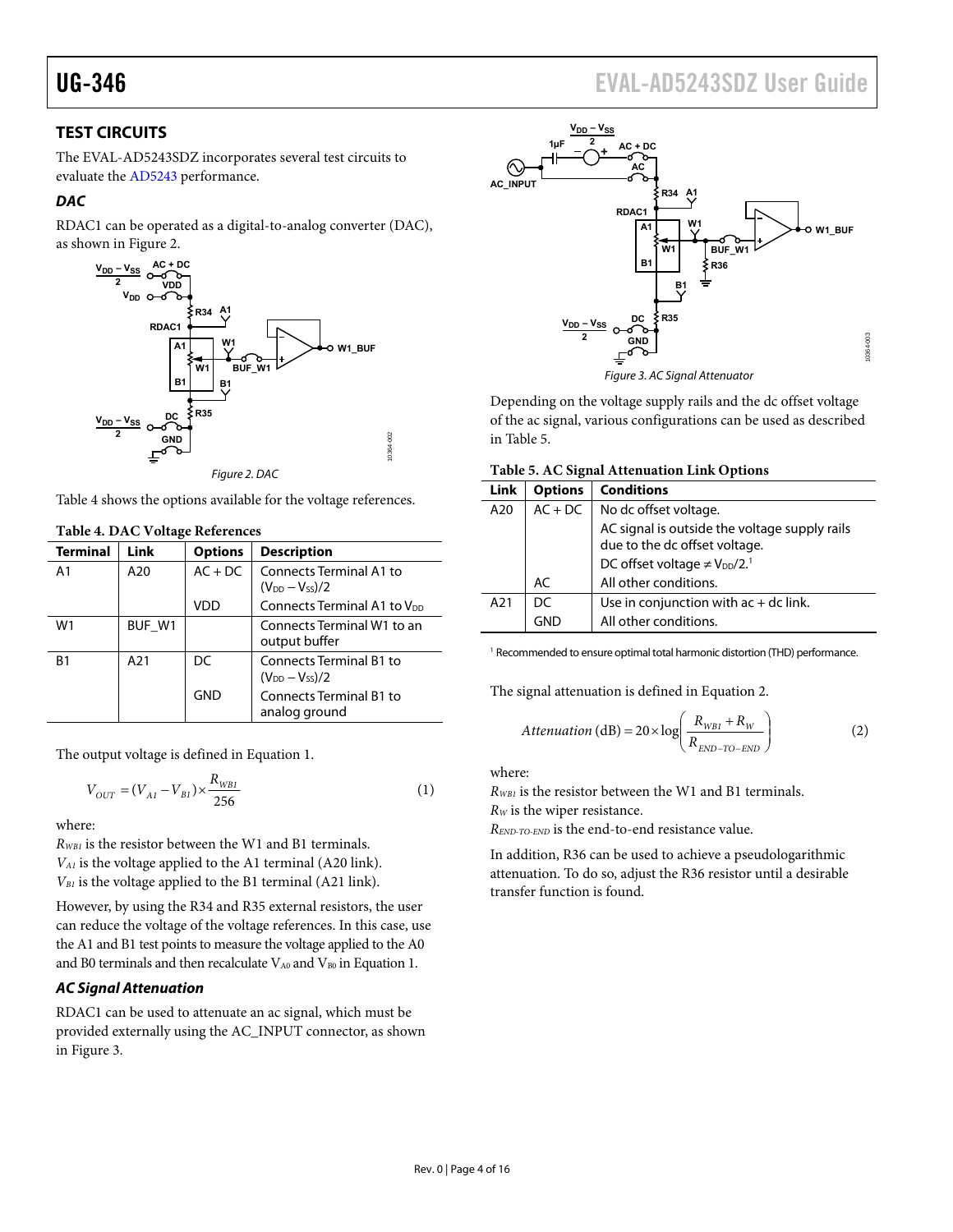## TEST CIRCUITS

The EVAL-AD5243SDZ incorporates several test circuits to evaluate the AD5243 performance.

### DAC

RDAC1 can be operated as a digital-to-analog converter (DAC), as shown in Figure 2.

Figure 2. DAC

Table 4 shows the options available for the voltage references.

**Table 4. DAC Voltage References**

| Terminal | Link | Options | Description |
|---|---|---|---|
| A1 | A20 | AC + DC | Connects Terminal A1 to $(V_{DD} − V_{SS})/2$ |
| | | VDD | Connects Terminal A1 to $V_{DD}$ |
| W1 | BUF_W1 | | Connects Terminal W1 to an output buffer |
| B1 | A21 | DC | Connects Terminal B1 to $(V_{DD} − V_{SS})/2$ |
| | | GND | Connects Terminal B1 to analog ground |

The output voltage is defined in Equation 1.

$$V_{OUT} = (V_{A1} - V_{B1}) \times \frac{R_{WB1}}{256} \quad (1)$$

where:
$R_{WB1}$ is the resistor between the W1 and B1 terminals.
$V_{A1}$ is the voltage applied to the A1 terminal (A20 link).
$V_{B1}$ is the voltage applied to the B1 terminal (A21 link).

However, by using the R34 and R35 external resistors, the user can reduce the voltage of the voltage references. In this case, use the A1 and B1 test points to measure the voltage applied to the A0 and B0 terminals and then recalculate $V_{A0}$ and $V_{B0}$ in Equation 1.

### AC Signal Attenuation

RDAC1 can be used to attenuate an ac signal, which must be provided externally using the AC_INPUT connector, as shown in Figure 3.

Figure 3. AC Signal Attenuator

Depending on the voltage supply rails and the dc offset voltage of the ac signal, various configurations can be used as described in Table 5.

**Table 5. AC Signal Attenuation Link Options**

| Link | Options | Conditions |
|---|---|---|
| A20 | AC + DC | No dc offset voltage. |
| | | AC signal is outside the voltage supply rails due to the dc offset voltage. |
| | | DC offset voltage ≠ $V_{DD}/2$.[1] |
| | AC | All other conditions. |
| A21 | DC | Use in conjunction with ac + dc link. |
| | GND | All other conditions. |

[1] Recommended to ensure optimal total harmonic distortion (THD) performance.

The signal attenuation is defined in Equation 2.

$$Attenuation\ (\text{dB}) = 20 \times \log\left(\frac{R_{WB1} + R_W}{R_{END-TO-END}}\right) \quad (2)$$

where:
$R_{WB1}$ is the resistor between the W1 and B1 terminals.
$R_W$ is the wiper resistance.
$R_{END-TO-END}$ is the end-to-end resistance value.

In addition, R36 can be used to achieve a pseudologarithmic attenuation. To do so, adjust the R36 resistor until a desirable transfer function is found.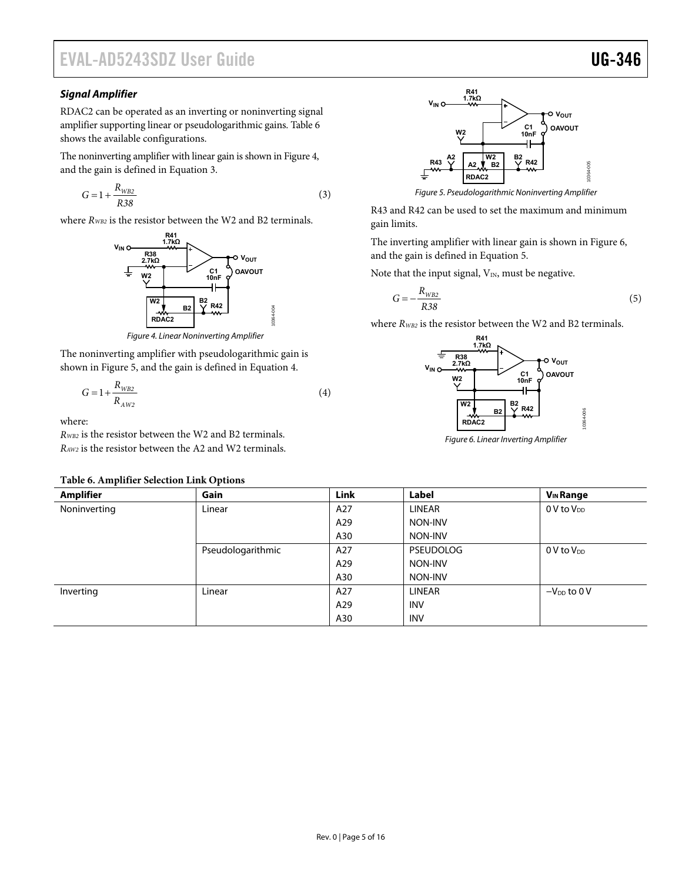### *Signal Amplifier*

RDAC2 can be operated as an inverting or noninverting signal amplifier supporting linear or pseudologarithmic gains. Table 6 shows the available configurations.

The noninverting amplifier with linear gain is shown in Figure 4, and the gain is defined in Equation 3.

$$G = 1 + \frac{R_{WB2}}{R38} \tag{3}$$

where $R_{WB2}$ is the resistor between the W2 and B2 terminals.

*Figure 4. Linear Noninverting Amplifier*

The noninverting amplifier with pseudologarithmic gain is shown in Figure 5, and the gain is defined in Equation 4.

$$G = 1 + \frac{R_{WB2}}{R_{AW2}} \tag{4}$$

where:

$R_{WB2}$ is the resistor between the W2 and B2 terminals.
$R_{AW2}$ is the resistor between the A2 and W2 terminals.

*Figure 5. Pseudologarithmic Noninverting Amplifier*

R43 and R42 can be used to set the maximum and minimum gain limits.

The inverting amplifier with linear gain is shown in Figure 6, and the gain is defined in Equation 5.

Note that the input signal, $V_{IN}$, must be negative.

$$G = -\frac{R_{WB2}}{R38} \tag{5}$$

where $R_{WB2}$ is the resistor between the W2 and B2 terminals.

*Figure 6. Linear Inverting Amplifier*

**Table 6. Amplifier Selection Link Options**

| Amplifier | Gain | Link | Label | $V_{IN}$ Range |
|---|---|---|---|---|
| Noninverting | Linear | A27 | LINEAR | 0 V to $V_{DD}$ |
| | | A29 | NON-INV | |
| | | A30 | NON-INV | |
| | Pseudologarithmic | A27 | PSEUDOLOG | 0 V to $V_{DD}$ |
| | | A29 | NON-INV | |
| | | A30 | NON-INV | |
| Inverting | Linear | A27 | LINEAR | $-V_{DD}$ to 0 V |
| | | A29 | INV | |
| | | A30 | INV | |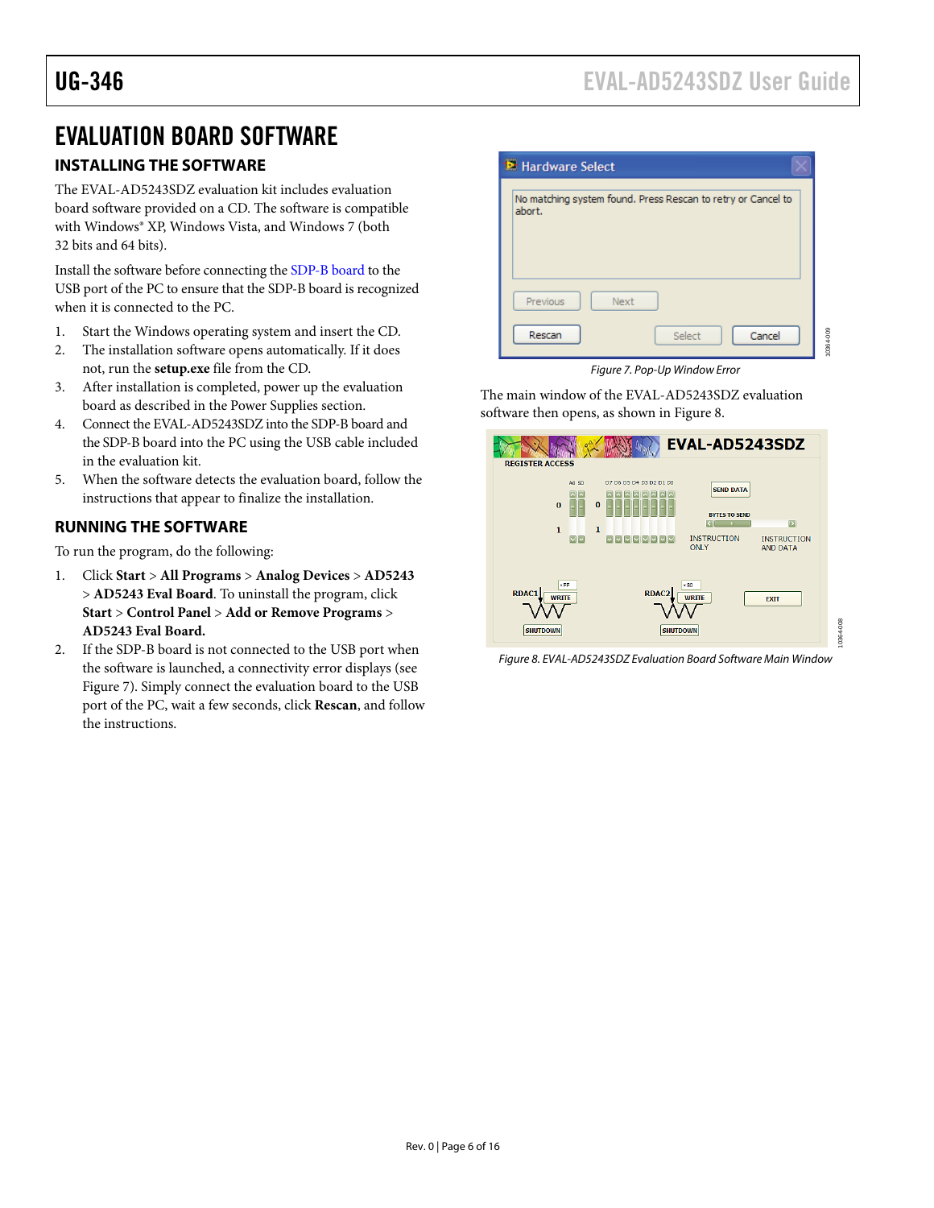# EVALUATION BOARD SOFTWARE

## INSTALLING THE SOFTWARE

The EVAL-AD5243SDZ evaluation kit includes evaluation board software provided on a CD. The software is compatible with Windows® XP, Windows Vista, and Windows 7 (both 32 bits and 64 bits).

Install the software before connecting the SDP-B board to the USB port of the PC to ensure that the SDP-B board is recognized when it is connected to the PC.

1. Start the Windows operating system and insert the CD.
2. The installation software opens automatically. If it does not, run the **setup.exe** file from the CD.
3. After installation is completed, power up the evaluation board as described in the Power Supplies section.
4. Connect the EVAL-AD5243SDZ into the SDP-B board and the SDP-B board into the PC using the USB cable included in the evaluation kit.
5. When the software detects the evaluation board, follow the instructions that appear to finalize the installation.

## RUNNING THE SOFTWARE

To run the program, do the following:

1. Click **Start** > **All Programs** > **Analog Devices** > **AD5243** > **AD5243 Eval Board**. To uninstall the program, click **Start** > **Control Panel** > **Add or Remove Programs** > **AD5243 Eval Board.**
2. If the SDP-B board is not connected to the USB port when the software is launched, a connectivity error displays (see Figure 7). Simply connect the evaluation board to the USB port of the PC, wait a few seconds, click **Rescan**, and follow the instructions.

*Figure 7. Pop-Up Window Error*

The main window of the EVAL-AD5243SDZ evaluation software then opens, as shown in Figure 8.

*Figure 8. EVAL-AD5243SDZ Evaluation Board Software Main Window*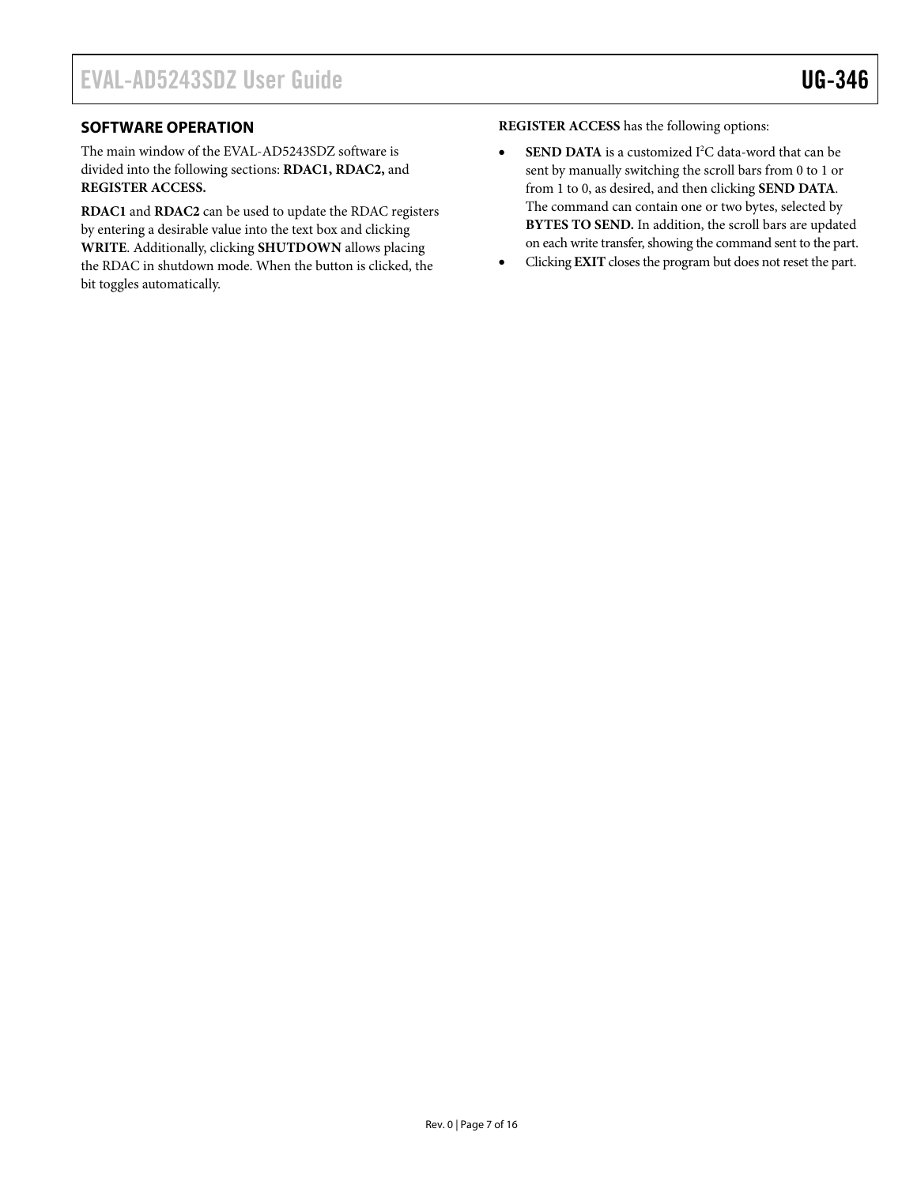## SOFTWARE OPERATION

The main window of the EVAL-AD5243SDZ software is divided into the following sections: **RDAC1, RDAC2,** and **REGISTER ACCESS.**

**RDAC1** and **RDAC2** can be used to update the RDAC registers by entering a desirable value into the text box and clicking **WRITE**. Additionally, clicking **SHUTDOWN** allows placing the RDAC in shutdown mode. When the button is clicked, the bit toggles automatically.

**REGISTER ACCESS** has the following options:

- **SEND DATA** is a customized $I^2C$ data-word that can be sent by manually switching the scroll bars from 0 to 1 or from 1 to 0, as desired, and then clicking **SEND DATA**. The command can contain one or two bytes, selected by **BYTES TO SEND.** In addition, the scroll bars are updated on each write transfer, showing the command sent to the part.
- Clicking **EXIT** closes the program but does not reset the part.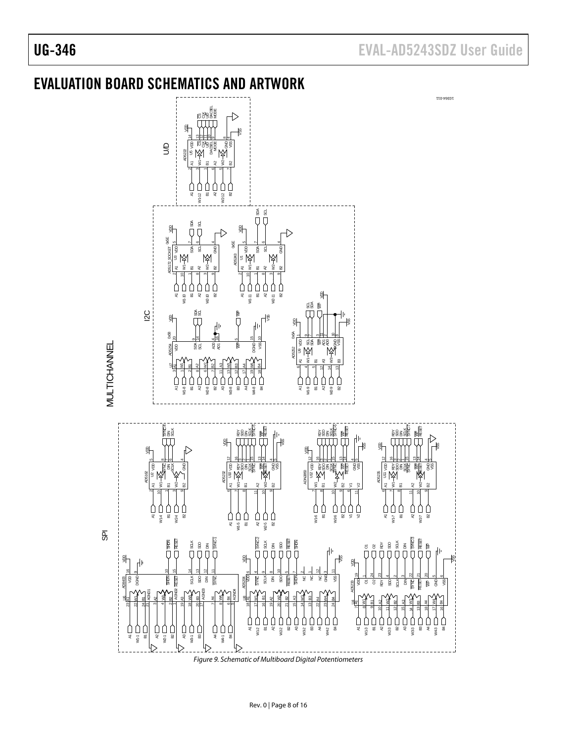# EVALUATION BOARD SCHEMATICS AND ARTWORK

*Figure 9. Schematic of Multiboard Digital Potentiometers*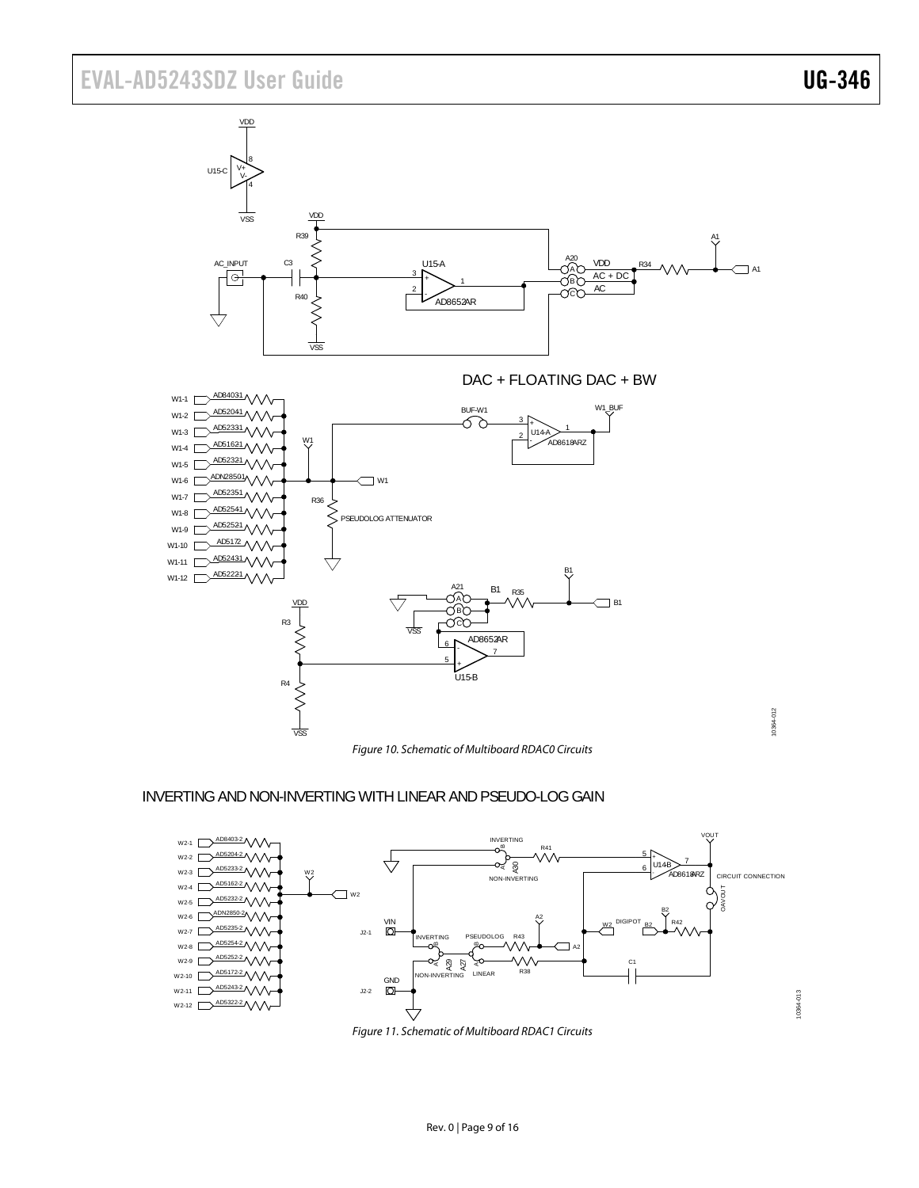DAC + FLOATING DAC + BW

*Figure 10. Schematic of Multiboard RDAC0 Circuits*

INVERTING AND NON-INVERTING WITH LINEAR AND PSEUDO-LOG GAIN

*Figure 11. Schematic of Multiboard RDAC1 Circuits*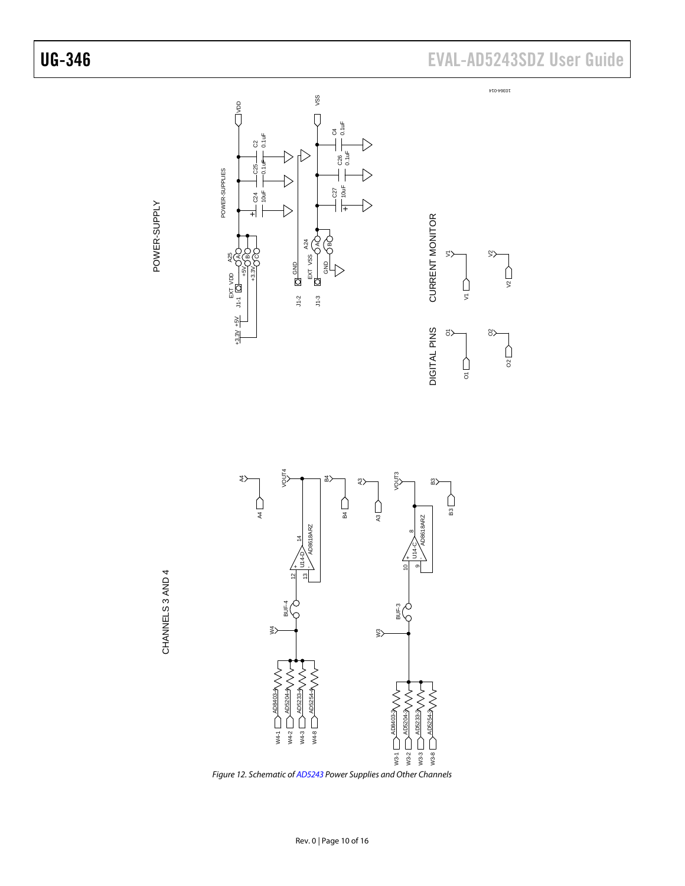POWER-SUPPLY

POWER-SUPPLIES

VDD

C2 0.1uF

C25 0.1uF

C24 10uF

A25 A B C

EXT VDD

J1-1

+5V

+3.3V

VSS

C4 0.1uF

C26 0.1uF

C27 10uF

A24 A B

GND

EXT VSS

J1-2

J1-3

CURRENT MONITOR

V1

V2

DIGITAL PINS

O1

O2

CHANNELS 3 AND 4

A4

VOUT4

B4

A3

VOUT3

B3

U14-D AD8618ARZ

U14-C AD8618ARZ

BUF-4

BUF-3

W4

W3

AD8403-4 AD5204-4 AD5233-4 AD5254-4

W4-1 W4-2 W4-3 W4-8

AD8403-3 AD5204-3 AD5233-3 AD5254-3

W3-1 W3-2 W3-3 W3-8

10364-014

*Figure 12. Schematic of AD5243 Power Supplies and Other Channels*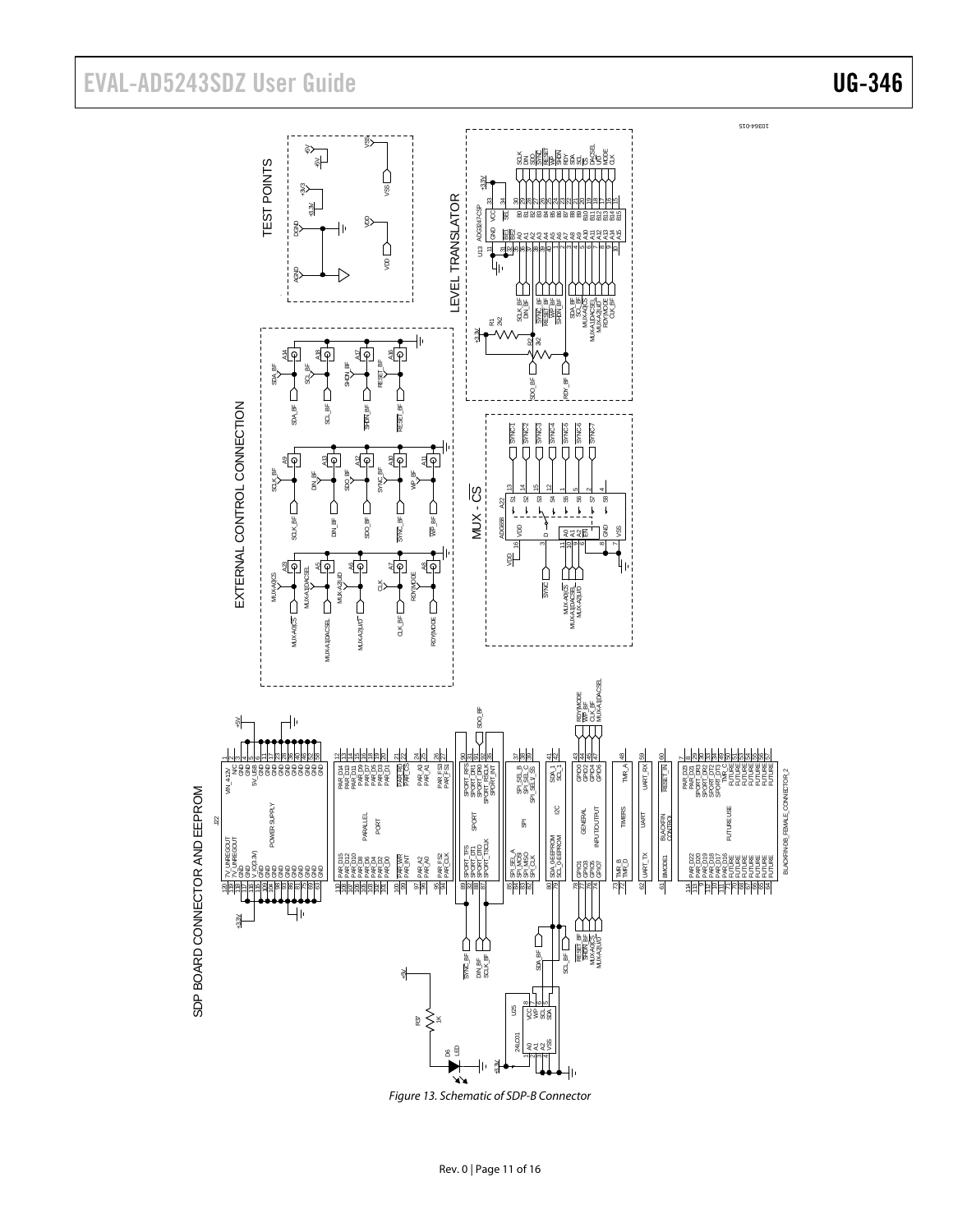Figure 13. Schematic of SDP-B Connector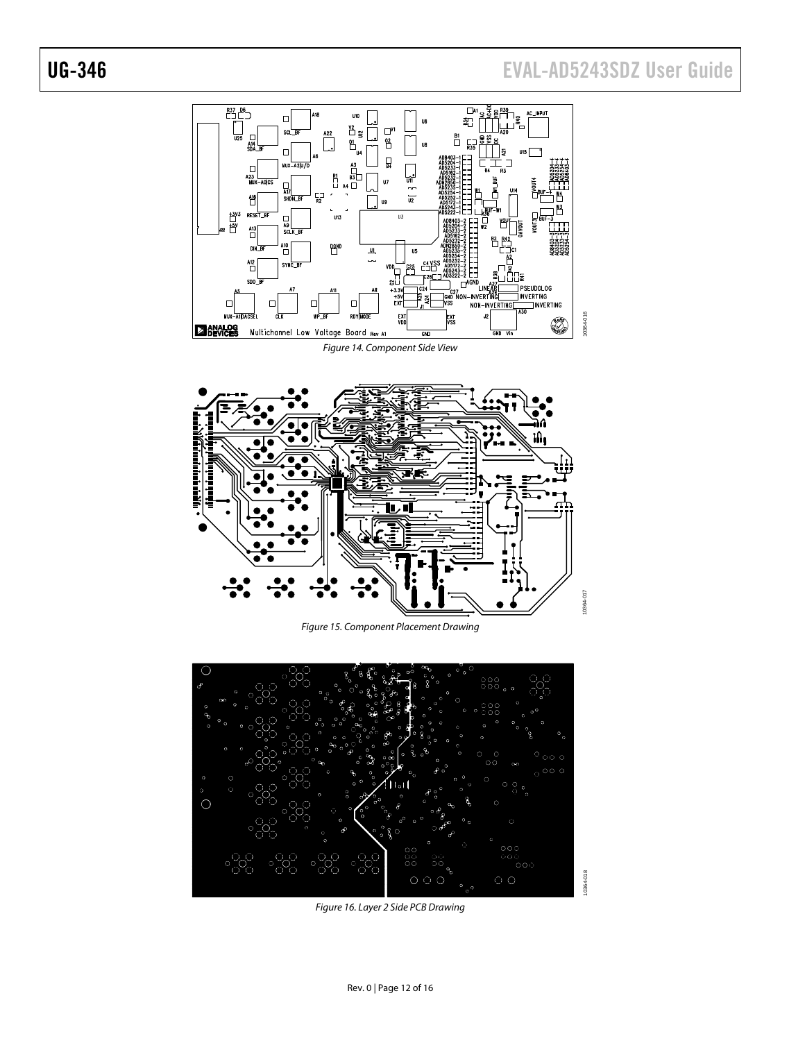Figure 14. Component Side View

Figure 15. Component Placement Drawing

Figure 16. Layer 2 Side PCB Drawing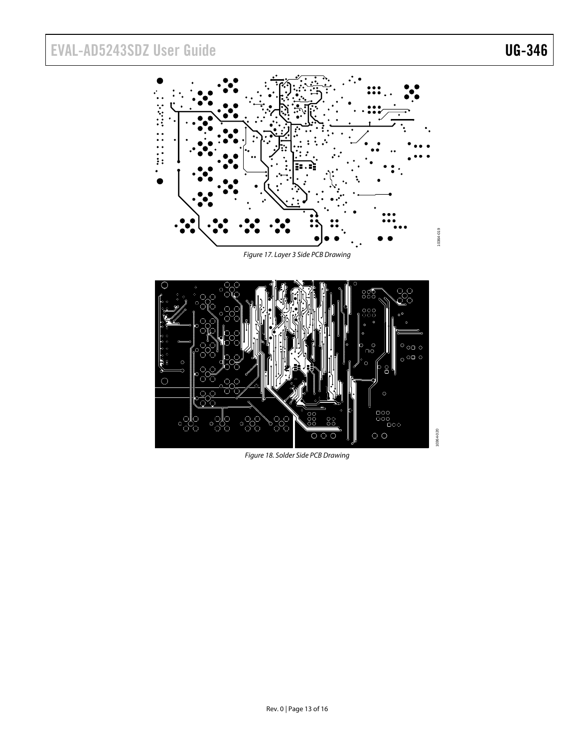*Figure 17. Layer 3 Side PCB Drawing*

*Figure 18. Solder Side PCB Drawing*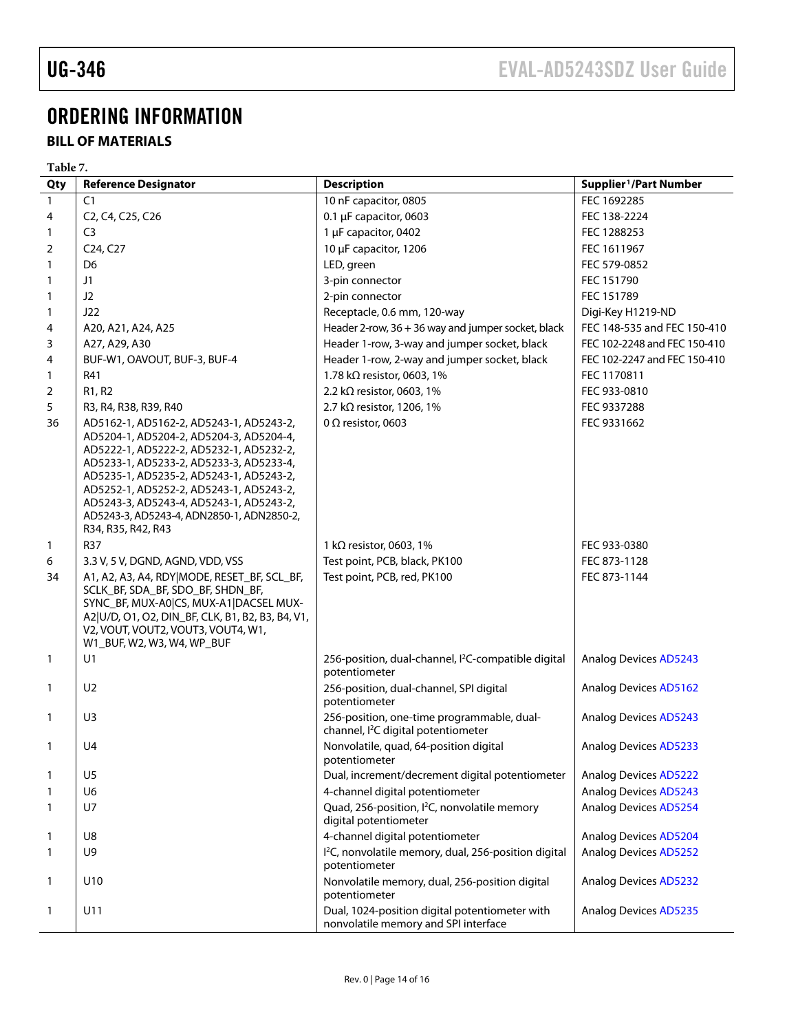# ORDERING INFORMATION

## BILL OF MATERIALS

**Table 7.**

| Qty | Reference Designator | Description | Supplier[1]/Part Number |
|---|---|---|---|
| 1 | C1 | 10 nF capacitor, 0805 | FEC 1692285 |
| 4 | C2, C4, C25, C26 | 0.1 µF capacitor, 0603 | FEC 138-2224 |
| 1 | C3 | 1 µF capacitor, 0402 | FEC 1288253 |
| 2 | C24, C27 | 10 µF capacitor, 1206 | FEC 1611967 |
| 1 | D6 | LED, green | FEC 579-0852 |
| 1 | J1 | 3-pin connector | FEC 151790 |
| 1 | J2 | 2-pin connector | FEC 151789 |
| 1 | J22 | Receptacle, 0.6 mm, 120-way | Digi-Key H1219-ND |
| 4 | A20, A21, A24, A25 | Header 2-row, 36 + 36 way and jumper socket, black | FEC 148-535 and FEC 150-410 |
| 3 | A27, A29, A30 | Header 1-row, 3-way and jumper socket, black | FEC 102-2248 and FEC 150-410 |
| 4 | BUF-W1, OAVOUT, BUF-3, BUF-4 | Header 1-row, 2-way and jumper socket, black | FEC 102-2247 and FEC 150-410 |
| 1 | R41 | 1.78 kΩ resistor, 0603, 1% | FEC 1170811 |
| 2 | R1, R2 | 2.2 kΩ resistor, 0603, 1% | FEC 933-0810 |
| 5 | R3, R4, R38, R39, R40 | 2.7 kΩ resistor, 1206, 1% | FEC 9337288 |
| 36 | AD5162-1, AD5162-2, AD5243-1, AD5243-2, AD5204-1, AD5204-2, AD5204-3, AD5204-4, AD5222-1, AD5222-2, AD5232-1, AD5232-2, AD5233-1, AD5233-2, AD5233-3, AD5233-4, AD5235-1, AD5235-2, AD5243-1, AD5243-2, AD5252-1, AD5252-2, AD5243-1, AD5243-2, AD5243-3, AD5243-4, AD5243-1, AD5243-2, AD5243-3, AD5243-4, ADN2850-1, ADN2850-2, R34, R35, R42, R43 | 0 Ω resistor, 0603 | FEC 9331662 |
| 1 | R37 | 1 kΩ resistor, 0603, 1% | FEC 933-0380 |
| 6 | 3.3 V, 5 V, DGND, AGND, VDD, VSS | Test point, PCB, black, PK100 | FEC 873-1128 |
| 34 | A1, A2, A3, A4, RDY\|MODE, RESET_BF, SCL_BF, SCLK_BF, SDA_BF, SDO_BF, SHDN_BF, SYNC_BF, MUX-A0\|CS, MUX-A1\|DACSEL MUX-A2\|U/D, O1, O2, DIN_BF, CLK, B1, B2, B3, B4, V1, V2, VOUT, VOUT2, VOUT3, VOUT4, W1, W1_BUF, W2, W3, W4, WP_BUF | Test point, PCB, red, PK100 | FEC 873-1144 |
| 1 | U1 | 256-position, dual-channel, I²C-compatible digital potentiometer | Analog Devices AD5243 |
| 1 | U2 | 256-position, dual-channel, SPI digital potentiometer | Analog Devices AD5162 |
| 1 | U3 | 256-position, one-time programmable, dual-channel, I²C digital potentiometer | Analog Devices AD5243 |
| 1 | U4 | Nonvolatile, quad, 64-position digital potentiometer | Analog Devices AD5233 |
| 1 | U5 | Dual, increment/decrement digital potentiometer | Analog Devices AD5222 |
| 1 | U6 | 4-channel digital potentiometer | Analog Devices AD5243 |
| 1 | U7 | Quad, 256-position, I²C, nonvolatile memory digital potentiometer | Analog Devices AD5254 |
| 1 | U8 | 4-channel digital potentiometer | Analog Devices AD5204 |
| 1 | U9 | I²C, nonvolatile memory, dual, 256-position digital potentiometer | Analog Devices AD5252 |
| 1 | U10 | Nonvolatile memory, dual, 256-position digital potentiometer | Analog Devices AD5232 |
| 1 | U11 | Dual, 1024-position digital potentiometer with nonvolatile memory and SPI interface | Analog Devices AD5235 |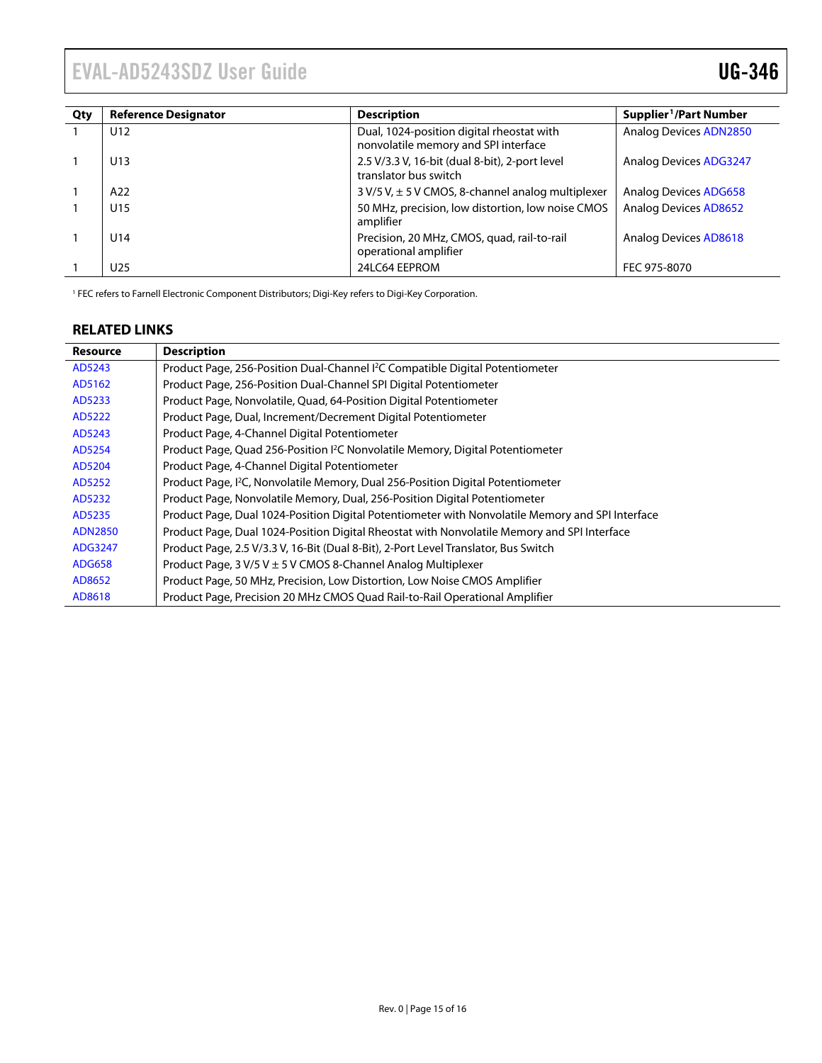| Qty | Reference Designator | Description | Supplier[1]/Part Number |
|---|---|---|---|
| 1 | U12 | Dual, 1024-position digital rheostat with nonvolatile memory and SPI interface | Analog Devices ADN2850 |
| 1 | U13 | 2.5 V/3.3 V, 16-bit (dual 8-bit), 2-port level translator bus switch | Analog Devices ADG3247 |
| 1 | A22 | 3 V/5 V, ± 5 V CMOS, 8-channel analog multiplexer | Analog Devices ADG658 |
| 1 | U15 | 50 MHz, precision, low distortion, low noise CMOS amplifier | Analog Devices AD8652 |
| 1 | U14 | Precision, 20 MHz, CMOS, quad, rail-to-rail operational amplifier | Analog Devices AD8618 |
| 1 | U25 | 24LC64 EEPROM | FEC 975-8070 |

[1] FEC refers to Farnell Electronic Component Distributors; Digi-Key refers to Digi-Key Corporation.

## RELATED LINKS

| Resource | Description |
|---|---|
| AD5243 | Product Page, 256-Position Dual-Channel I²C Compatible Digital Potentiometer |
| AD5162 | Product Page, 256-Position Dual-Channel SPI Digital Potentiometer |
| AD5233 | Product Page, Nonvolatile, Quad, 64-Position Digital Potentiometer |
| AD5222 | Product Page, Dual, Increment/Decrement Digital Potentiometer |
| AD5243 | Product Page, 4-Channel Digital Potentiometer |
| AD5254 | Product Page, Quad 256-Position I²C Nonvolatile Memory, Digital Potentiometer |
| AD5204 | Product Page, 4-Channel Digital Potentiometer |
| AD5252 | Product Page, I²C, Nonvolatile Memory, Dual 256-Position Digital Potentiometer |
| AD5232 | Product Page, Nonvolatile Memory, Dual, 256-Position Digital Potentiometer |
| AD5235 | Product Page, Dual 1024-Position Digital Potentiometer with Nonvolatile Memory and SPI Interface |
| ADN2850 | Product Page, Dual 1024-Position Digital Rheostat with Nonvolatile Memory and SPI Interface |
| ADG3247 | Product Page, 2.5 V/3.3 V, 16-Bit (Dual 8-Bit), 2-Port Level Translator, Bus Switch |
| ADG658 | Product Page, 3 V/5 V ± 5 V CMOS 8-Channel Analog Multiplexer |
| AD8652 | Product Page, 50 MHz, Precision, Low Distortion, Low Noise CMOS Amplifier |
| AD8618 | Product Page, Precision 20 MHz CMOS Quad Rail-to-Rail Operational Amplifier |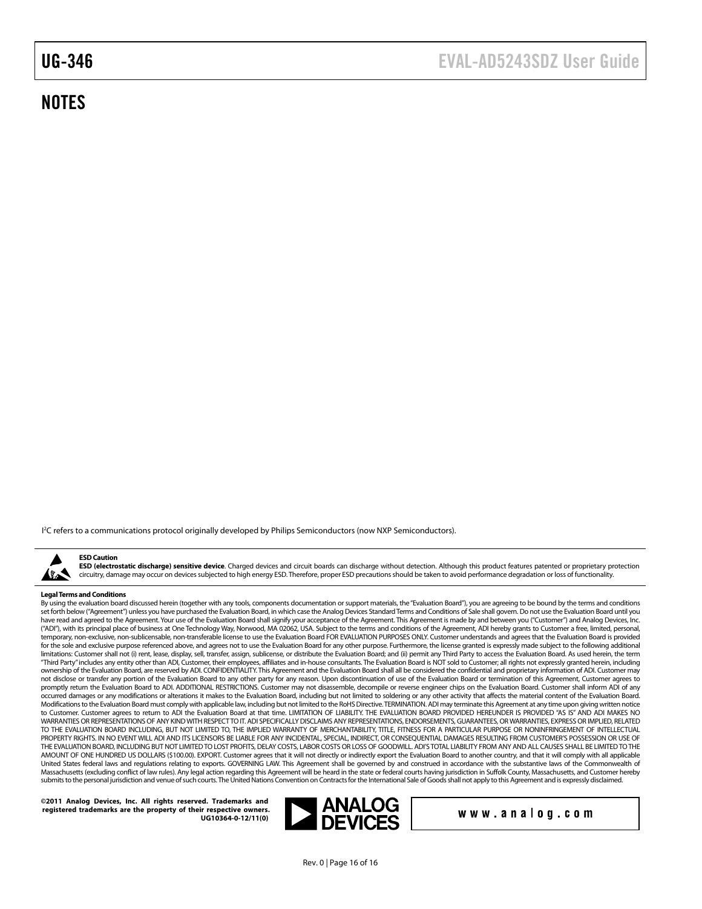# NOTES

$I^2C$ refers to a communications protocol originally developed by Philips Semiconductors (now NXP Semiconductors).

**ESD Caution**

**ESD (electrostatic discharge) sensitive device**. Charged devices and circuit boards can discharge without detection. Although this product features patented or proprietary protection circuitry, damage may occur on devices subjected to high energy ESD. Therefore, proper ESD precautions should be taken to avoid performance degradation or loss of functionality.

**Legal Terms and Conditions**

By using the evaluation board discussed herein (together with any tools, components documentation or support materials, the "Evaluation Board"), you are agreeing to be bound by the terms and conditions set forth below ("Agreement") unless you have purchased the Evaluation Board, in which case the Analog Devices Standard Terms and Conditions of Sale shall govern. Do not use the Evaluation Board until you have read and agreed to the Agreement. Your use of the Evaluation Board shall signify your acceptance of the Agreement. This Agreement is made by and between you ("Customer") and Analog Devices, Inc. ("ADI"), with its principal place of business at One Technology Way, Norwood, MA 02062, USA. Subject to the terms and conditions of the Agreement, ADI hereby grants to Customer a free, limited, personal, temporary, non-exclusive, non-sublicensable, non-transferable license to use the Evaluation Board FOR EVALUATION PURPOSES ONLY. Customer understands and agrees that the Evaluation Board is provided for the sole and exclusive purpose referenced above, and agrees not to use the Evaluation Board for any other purpose. Furthermore, the license granted is expressly made subject to the following additional limitations: Customer shall not (i) rent, lease, display, sell, transfer, assign, sublicense, or distribute the Evaluation Board; and (ii) permit any Third Party to access the Evaluation Board. As used herein, the term "Third Party" includes any entity other than ADI, Customer, their employees, affiliates and in-house consultants. The Evaluation Board is NOT sold to Customer; all rights not expressly granted herein, including ownership of the Evaluation Board, are reserved by ADI. CONFIDENTIALITY. This Agreement and the Evaluation Board shall all be considered the confidential and proprietary information of ADI. Customer may not disclose or transfer any portion of the Evaluation Board to any other party for any reason. Upon discontinuation of use of the Evaluation Board or termination of this Agreement, Customer agrees to promptly return the Evaluation Board to ADI. ADDITIONAL RESTRICTIONS. Customer may not disassemble, decompile or reverse engineer chips on the Evaluation Board. Customer shall inform ADI of any occurred damages or any modifications or alterations it makes to the Evaluation Board, including but not limited to soldering or any other activity that affects the material content of the Evaluation Board. Modifications to the Evaluation Board must comply with applicable law, including but not limited to the RoHS Directive. TERMINATION. ADI may terminate this Agreement at any time upon giving written notice to Customer. Customer agrees to return to ADI the Evaluation Board at that time. LIMITATION OF LIABILITY. THE EVALUATION BOARD PROVIDED HEREUNDER IS PROVIDED "AS IS" AND ADI MAKES NO WARRANTIES OR REPRESENTATIONS OF ANY KIND WITH RESPECT TO IT. ADI SPECIFICALLY DISCLAIMS ANY REPRESENTATIONS, ENDORSEMENTS, GUARANTEES, OR WARRANTIES, EXPRESS OR IMPLIED, RELATED TO THE EVALUATION BOARD INCLUDING, BUT NOT LIMITED TO, THE IMPLIED WARRANTY OF MERCHANTABILITY, TITLE, FITNESS FOR A PARTICULAR PURPOSE OR NONINFRINGEMENT OF INTELLECTUAL PROPERTY RIGHTS. IN NO EVENT WILL ADI AND ITS LICENSORS BE LIABLE FOR ANY INCIDENTAL, SPECIAL, INDIRECT, OR CONSEQUENTIAL DAMAGES RESULTING FROM CUSTOMER'S POSSESSION OR USE OF THE EVALUATION BOARD, INCLUDING BUT NOT LIMITED TO LOST PROFITS, DELAY COSTS, LABOR COSTS OR LOSS OF GOODWILL. ADI'S TOTAL LIABILITY FROM ANY AND ALL CAUSES SHALL BE LIMITED TO THE AMOUNT OF ONE HUNDRED US DOLLARS ($100.00). EXPORT. Customer agrees that it will not directly or indirectly export the Evaluation Board to another country, and that it will comply with all applicable United States federal laws and regulations relating to exports. GOVERNING LAW. This Agreement shall be governed by and construed in accordance with the substantive laws of the Commonwealth of Massachusetts (excluding conflict of law rules). Any legal action regarding this Agreement will be heard in the state or federal courts having jurisdiction in Suffolk County, Massachusetts, and Customer hereby submits to the personal jurisdiction and venue of such courts. The United Nations Convention on Contracts for the International Sale of Goods shall not apply to this Agreement and is expressly disclaimed.

**©2011 Analog Devices, Inc. All rights reserved. Trademarks and registered trademarks are the property of their respective owners. UG10364-0-12/11(0)**

ANALOG DEVICES

www.analog.com